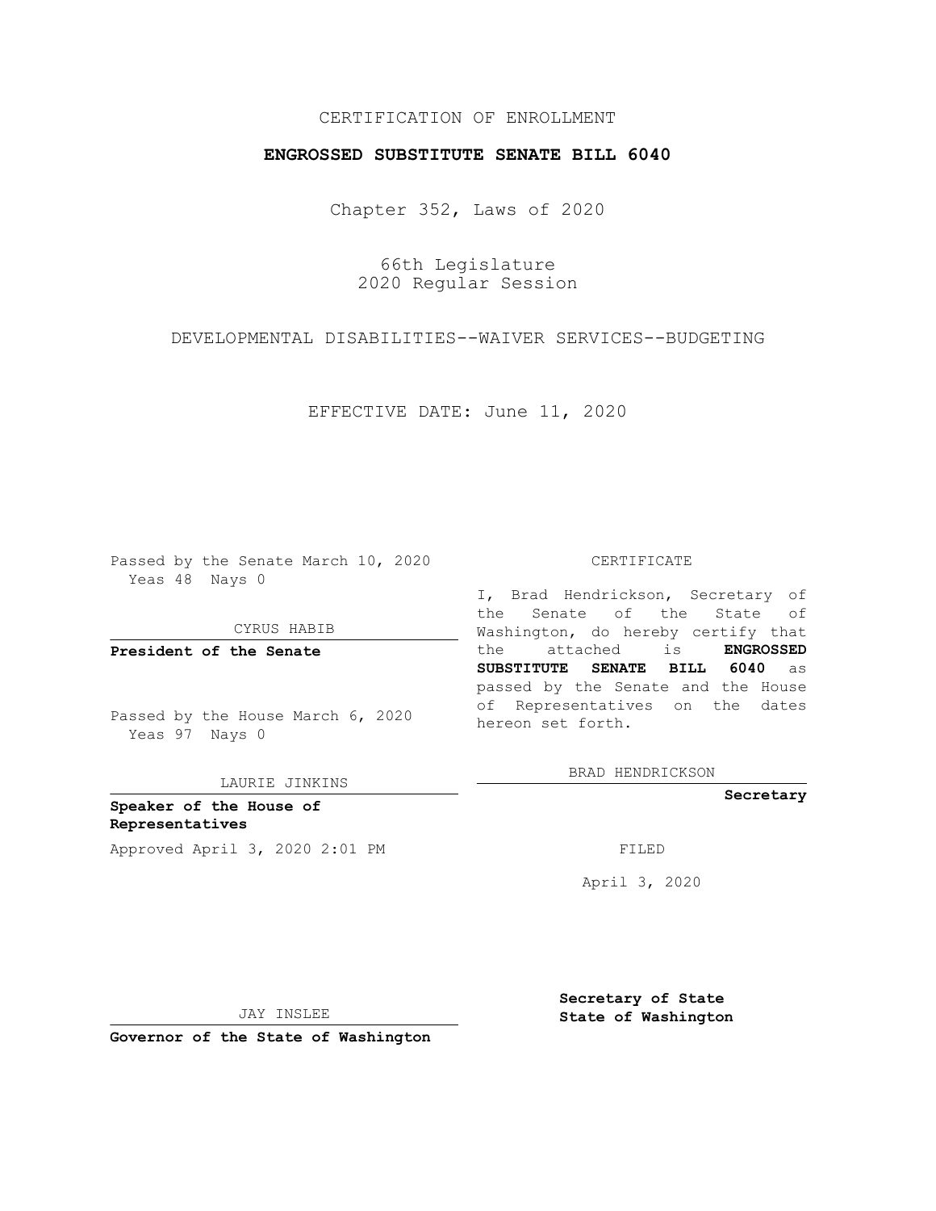CERTIFICATION OF ENROLLMENT

**ENGROSSED SUBSTITUTE SENATE BILL 6040**

Chapter 352, Laws of 2020

66th Legislature
2020 Regular Session

DEVELOPMENTAL DISABILITIES--WAIVER SERVICES--BUDGETING

EFFECTIVE DATE: June 11, 2020

Passed by the Senate March 10, 2020
Yeas 48 Nays 0

CYRUS HABIB

**President of the Senate**

Passed by the House March 6, 2020
Yeas 97 Nays 0

LAURIE JINKINS

**Speaker of the House of Representatives**

Approved April 3, 2020 2:01 PM

JAY INSLEE

**Governor of the State of Washington**

CERTIFICATE

I, Brad Hendrickson, Secretary of the Senate of the State of Washington, do hereby certify that the attached is **ENGROSSED SUBSTITUTE SENATE BILL 6040** as passed by the Senate and the House of Representatives on the dates hereon set forth.

BRAD HENDRICKSON

**Secretary**

FILED

April 3, 2020

**Secretary of State**
**State of Washington**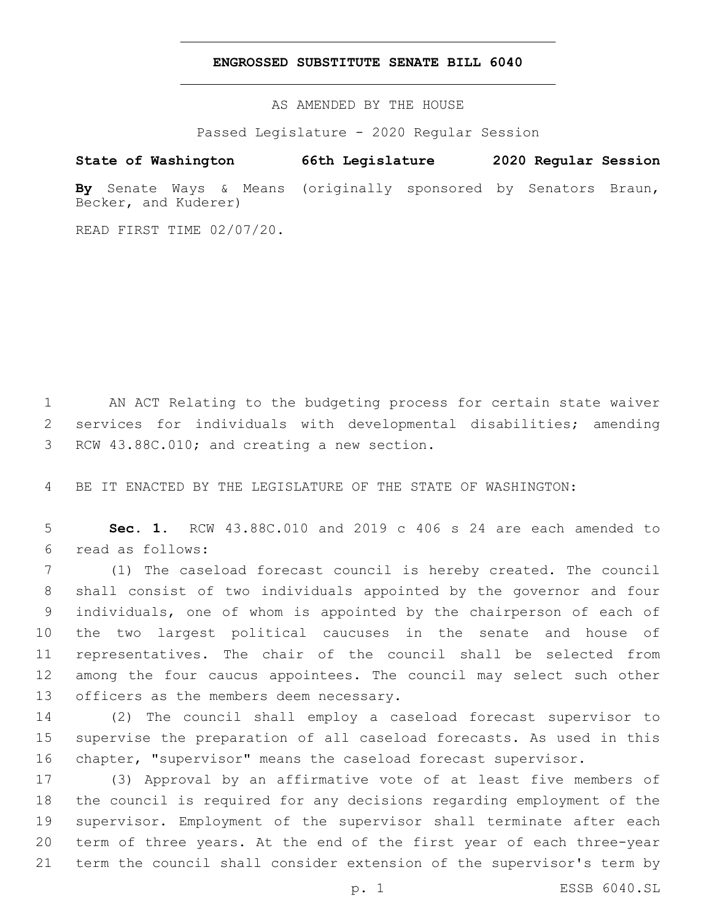# ENGROSSED SUBSTITUTE SENATE BILL 6040

AS AMENDED BY THE HOUSE

Passed Legislature - 2020 Regular Session

**State of Washington 66th Legislature 2020 Regular Session**

**By** Senate Ways & Means (originally sponsored by Senators Braun, Becker, and Kuderer)

READ FIRST TIME 02/07/20.

1 AN ACT Relating to the budgeting process for certain state waiver
2 services for individuals with developmental disabilities; amending
3 RCW 43.88C.010; and creating a new section.

4 BE IT ENACTED BY THE LEGISLATURE OF THE STATE OF WASHINGTON:

5 **Sec. 1.** RCW 43.88C.010 and 2019 c 406 s 24 are each amended to
6 read as follows:

7 (1) The caseload forecast council is hereby created. The council
8 shall consist of two individuals appointed by the governor and four
9 individuals, one of whom is appointed by the chairperson of each of
10 the two largest political caucuses in the senate and house of
11 representatives. The chair of the council shall be selected from
12 among the four caucus appointees. The council may select such other
13 officers as the members deem necessary.

14 (2) The council shall employ a caseload forecast supervisor to
15 supervise the preparation of all caseload forecasts. As used in this
16 chapter, "supervisor" means the caseload forecast supervisor.

17 (3) Approval by an affirmative vote of at least five members of
18 the council is required for any decisions regarding employment of the
19 supervisor. Employment of the supervisor shall terminate after each
20 term of three years. At the end of the first year of each three-year
21 term the council shall consider extension of the supervisor's term by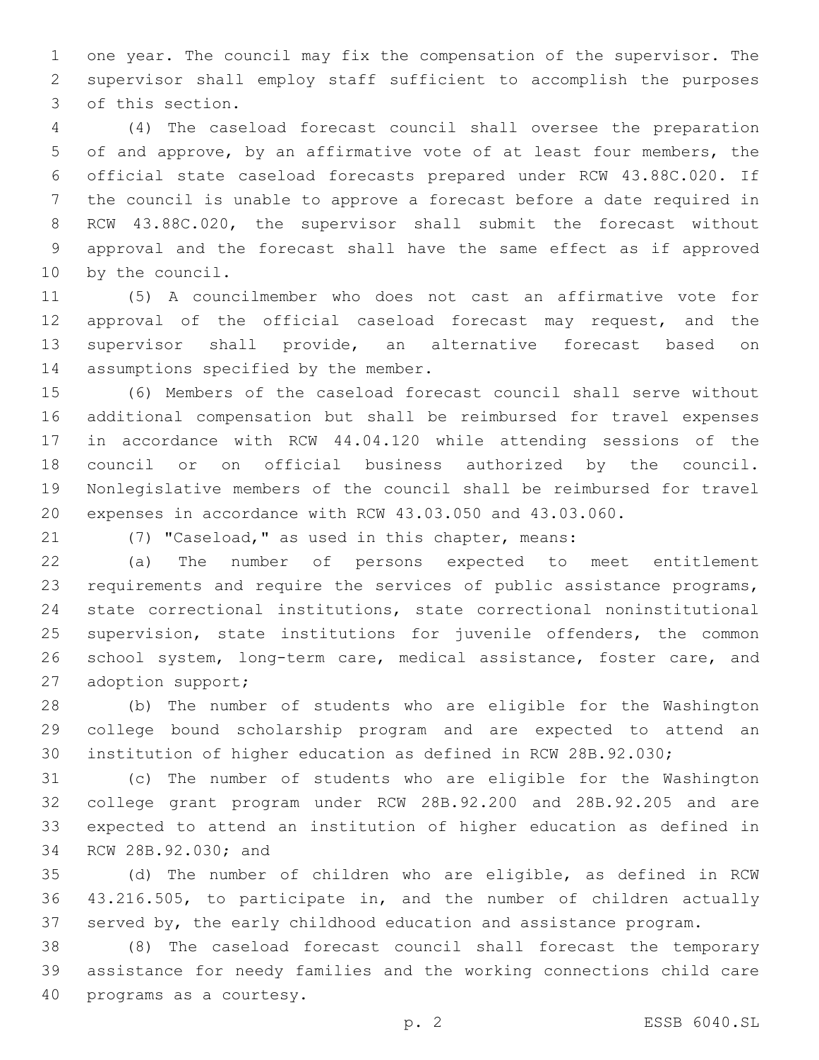one year. The council may fix the compensation of the supervisor. The supervisor shall employ staff sufficient to accomplish the purposes of this section.

(4) The caseload forecast council shall oversee the preparation of and approve, by an affirmative vote of at least four members, the official state caseload forecasts prepared under RCW 43.88C.020. If the council is unable to approve a forecast before a date required in RCW 43.88C.020, the supervisor shall submit the forecast without approval and the forecast shall have the same effect as if approved by the council.

(5) A councilmember who does not cast an affirmative vote for approval of the official caseload forecast may request, and the supervisor shall provide, an alternative forecast based on assumptions specified by the member.

(6) Members of the caseload forecast council shall serve without additional compensation but shall be reimbursed for travel expenses in accordance with RCW 44.04.120 while attending sessions of the council or on official business authorized by the council. Nonlegislative members of the council shall be reimbursed for travel expenses in accordance with RCW 43.03.050 and 43.03.060.

(7) "Caseload," as used in this chapter, means:

(a) The number of persons expected to meet entitlement requirements and require the services of public assistance programs, state correctional institutions, state correctional noninstitutional supervision, state institutions for juvenile offenders, the common school system, long-term care, medical assistance, foster care, and adoption support;

(b) The number of students who are eligible for the Washington college bound scholarship program and are expected to attend an institution of higher education as defined in RCW 28B.92.030;

(c) The number of students who are eligible for the Washington college grant program under RCW 28B.92.200 and 28B.92.205 and are expected to attend an institution of higher education as defined in RCW 28B.92.030; and

(d) The number of children who are eligible, as defined in RCW 43.216.505, to participate in, and the number of children actually served by, the early childhood education and assistance program.

(8) The caseload forecast council shall forecast the temporary assistance for needy families and the working connections child care programs as a courtesy.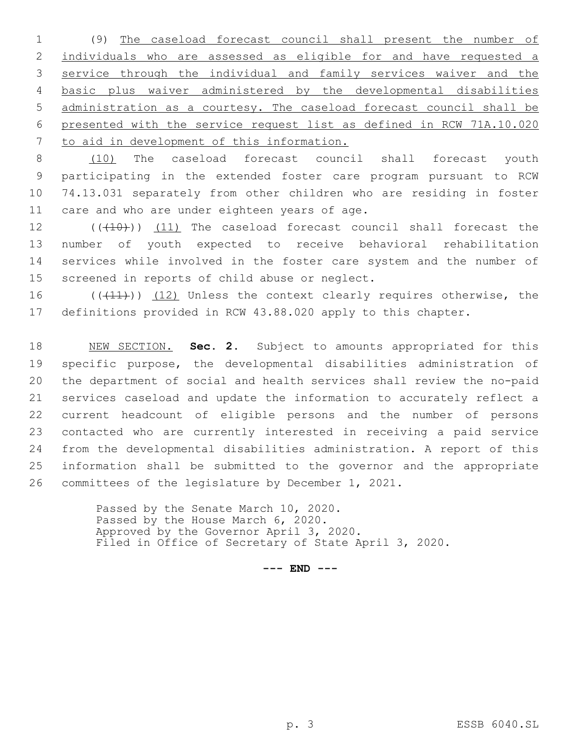(9) The caseload forecast council shall present the number of individuals who are assessed as eligible for and have requested a service through the individual and family services waiver and the basic plus waiver administered by the developmental disabilities administration as a courtesy. The caseload forecast council shall be presented with the service request list as defined in RCW 71A.10.020 to aid in development of this information.

(10) The caseload forecast council shall forecast youth participating in the extended foster care program pursuant to RCW 74.13.031 separately from other children who are residing in foster care and who are under eighteen years of age.

((~~(10)~~)) (11) The caseload forecast council shall forecast the number of youth expected to receive behavioral rehabilitation services while involved in the foster care system and the number of screened in reports of child abuse or neglect.

((~~(11)~~)) (12) Unless the context clearly requires otherwise, the definitions provided in RCW 43.88.020 apply to this chapter.

NEW SECTION. **Sec. 2.** Subject to amounts appropriated for this specific purpose, the developmental disabilities administration of the department of social and health services shall review the no-paid services caseload and update the information to accurately reflect a current headcount of eligible persons and the number of persons contacted who are currently interested in receiving a paid service from the developmental disabilities administration. A report of this information shall be submitted to the governor and the appropriate committees of the legislature by December 1, 2021.

Passed by the Senate March 10, 2020.
Passed by the House March 6, 2020.
Approved by the Governor April 3, 2020.
Filed in Office of Secretary of State April 3, 2020.

**--- END ---**